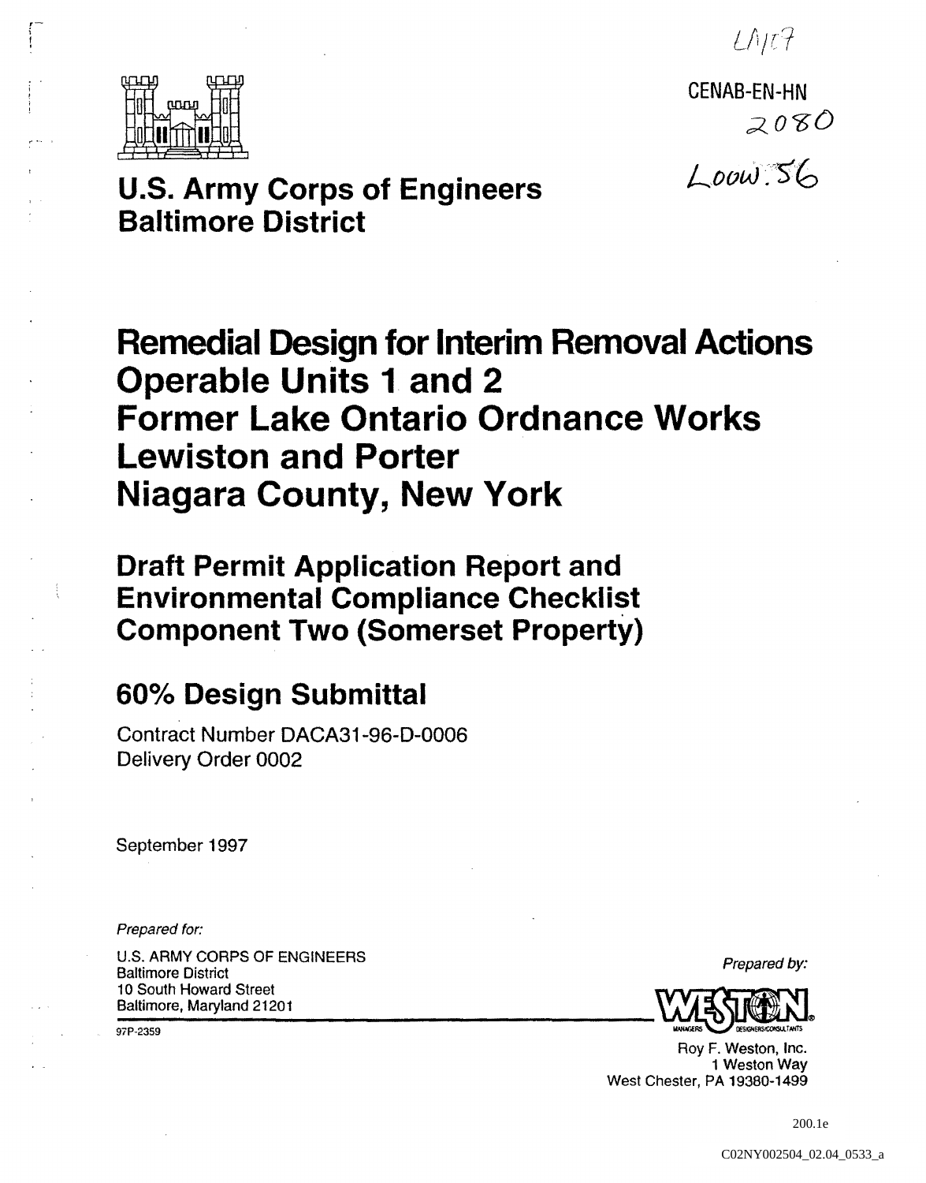LMT7

CENAB-EN-HN

2080

LOOW.56

**U.S. Army Corps of Engineers**
**Baltimore District**

# Remedial Design for Interim Removal Actions Operable Units 1 and 2 Former Lake Ontario Ordnance Works Lewiston and Porter Niagara County, New York

## Draft Permit Application Report and Environmental Compliance Checklist Component Two (Somerset Property)

## 60% Design Submittal

Contract Number DACA31-96-D-0006
Delivery Order 0002

September 1997

*Prepared for:*

U.S. ARMY CORPS OF ENGINEERS
Baltimore District
10 South Howard Street
Baltimore, Maryland 21201

97P-2359

*Prepared by:*

WESTON
MANAGERS DESIGNERS/CONSULTANTS

Roy F. Weston, Inc.
1 Weston Way
West Chester, PA 19380-1499

200.1e

C02NY002504_02.04_0533_a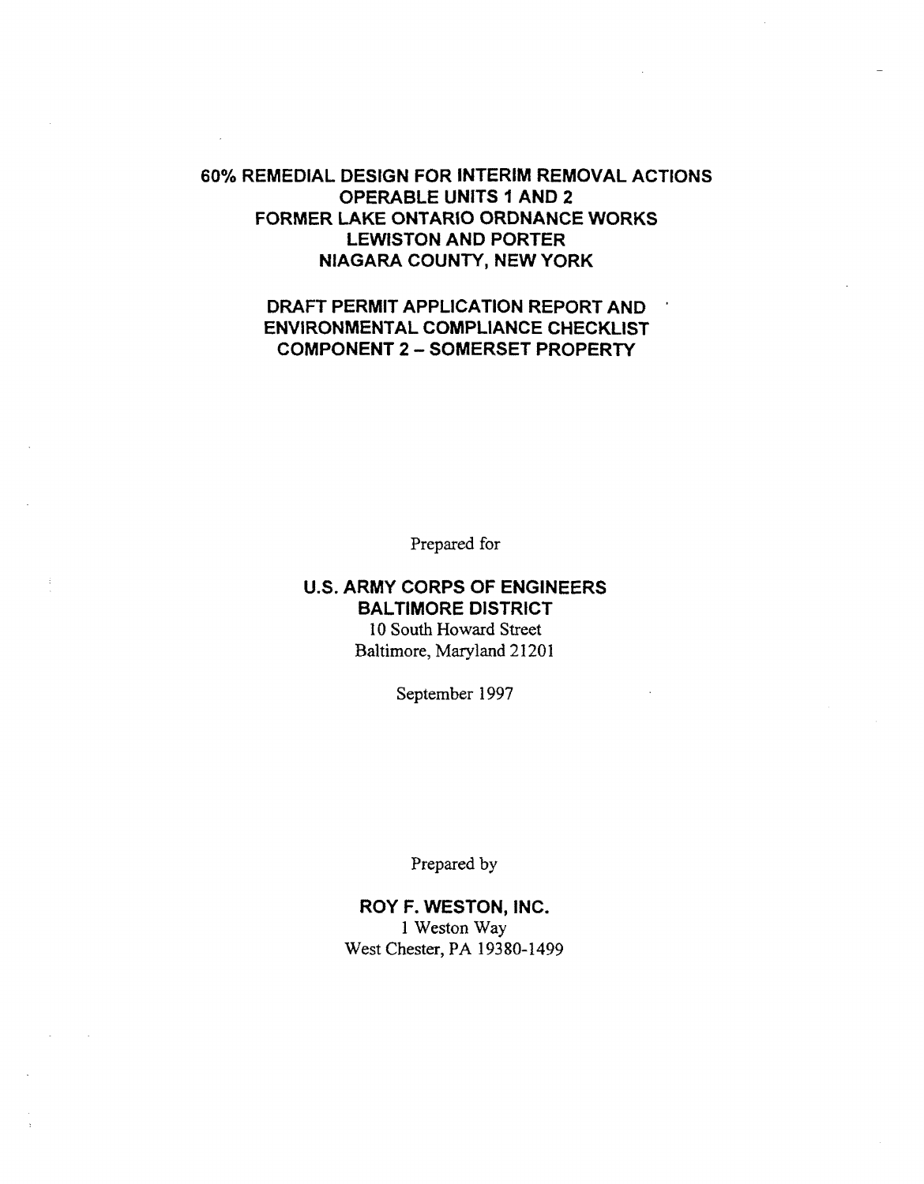# 60% REMEDIAL DESIGN FOR INTERIM REMOVAL ACTIONS
# OPERABLE UNITS 1 AND 2
# FORMER LAKE ONTARIO ORDNANCE WORKS
# LEWISTON AND PORTER
# NIAGARA COUNTY, NEW YORK

## DRAFT PERMIT APPLICATION REPORT AND ENVIRONMENTAL COMPLIANCE CHECKLIST COMPONENT 2 – SOMERSET PROPERTY

Prepared for

**U.S. ARMY CORPS OF ENGINEERS**
**BALTIMORE DISTRICT**
10 South Howard Street
Baltimore, Maryland 21201

September 1997

Prepared by

**ROY F. WESTON, INC.**
1 Weston Way
West Chester, PA 19380-1499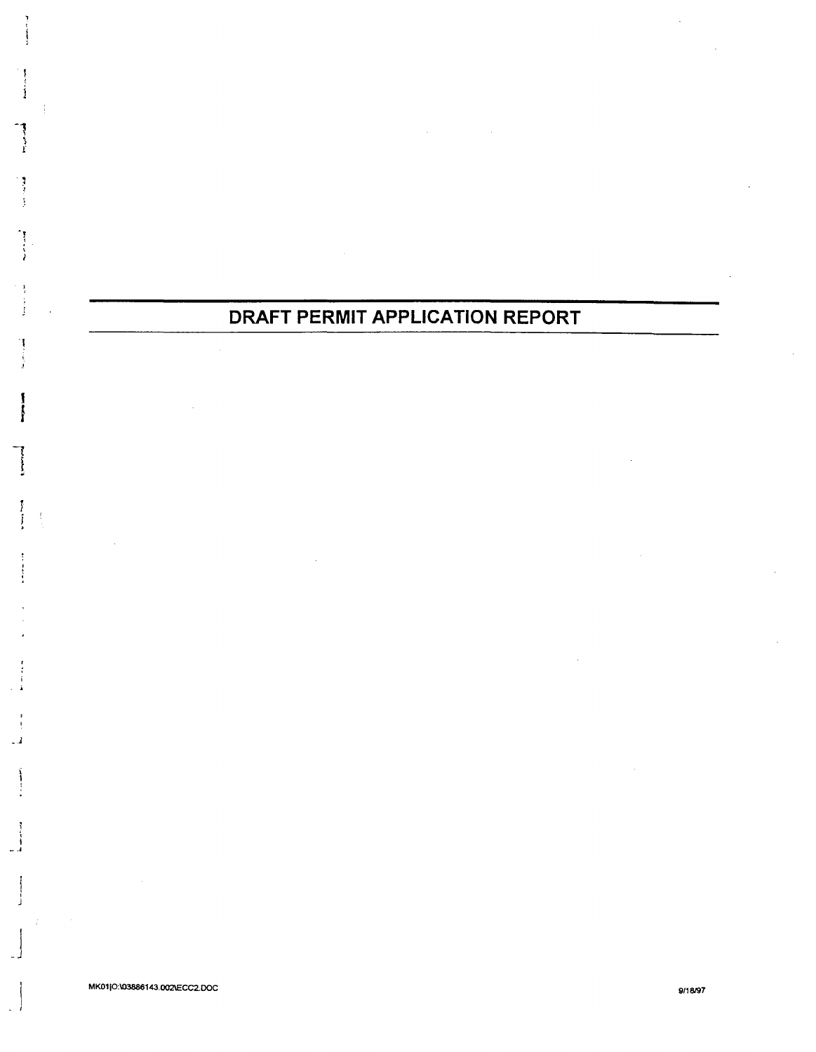# DRAFT PERMIT APPLICATION REPORT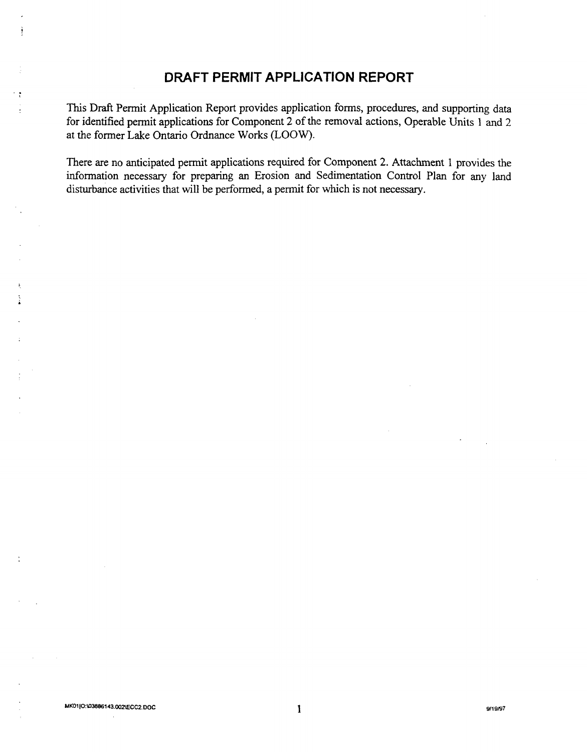# DRAFT PERMIT APPLICATION REPORT

This Draft Permit Application Report provides application forms, procedures, and supporting data for identified permit applications for Component 2 of the removal actions, Operable Units 1 and 2 at the former Lake Ontario Ordnance Works (LOOW).

There are no anticipated permit applications required for Component 2. Attachment 1 provides the information necessary for preparing an Erosion and Sedimentation Control Plan for any land disturbance activities that will be performed, a permit for which is not necessary.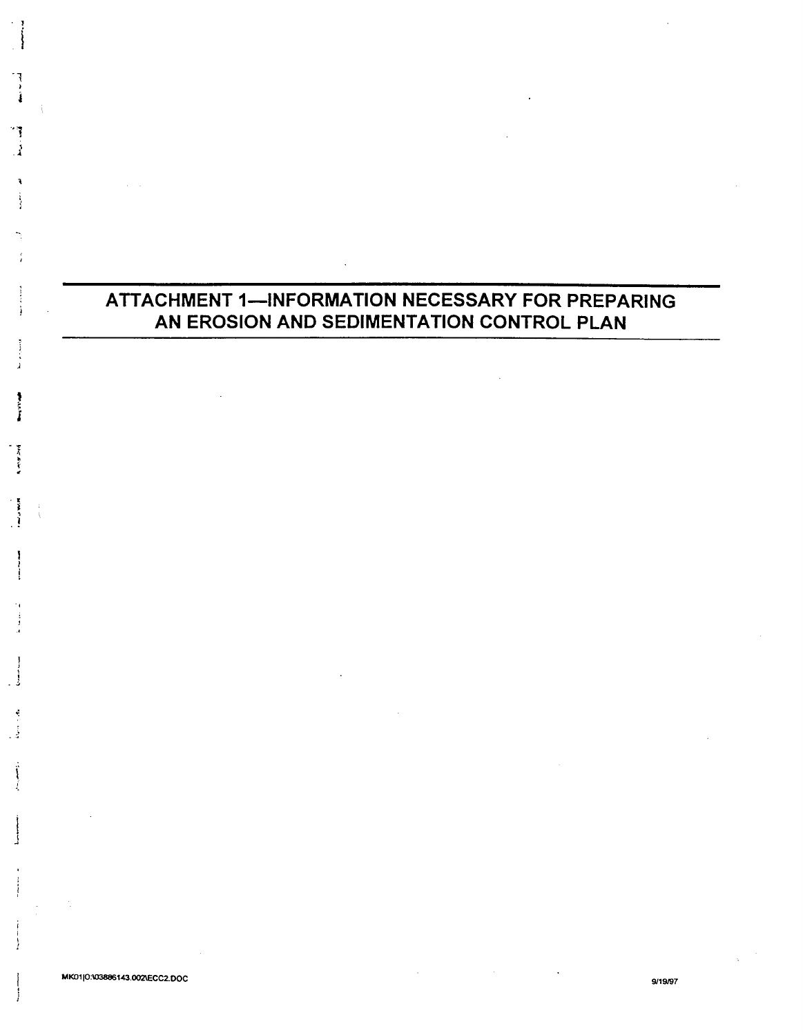# ATTACHMENT 1—INFORMATION NECESSARY FOR PREPARING AN EROSION AND SEDIMENTATION CONTROL PLAN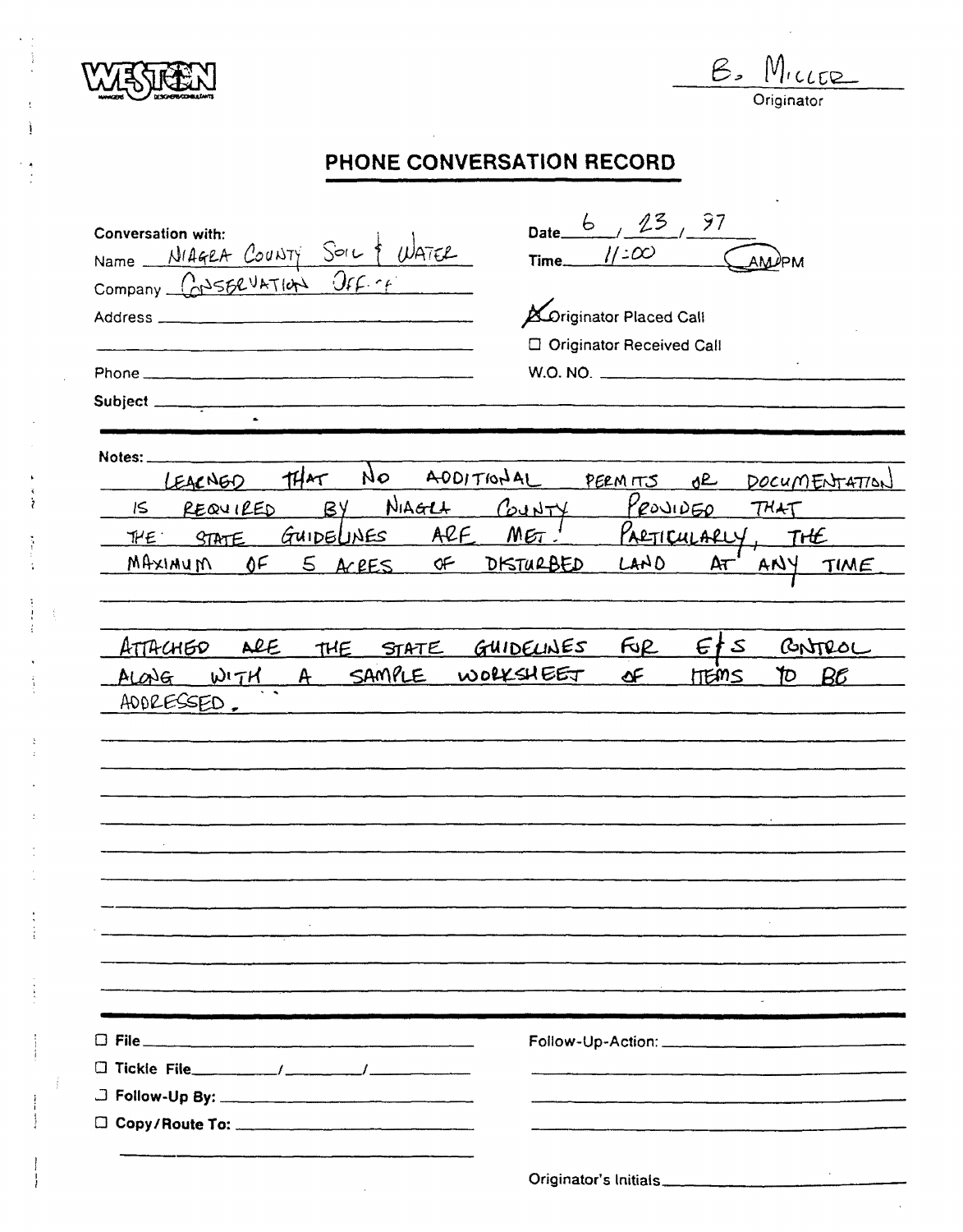WESTON

B. Miller
Originator

# PHONE CONVERSATION RECORD

**Conversation with:**

Name: NIAGRA COUNTY SOIL & WATER

Company: CONSERVATION OFF.

Address:

Phone:

Subject:

Date: 6 / 23 / 97

Time: 11:00 AM

☒ Originator Placed Call

☐ Originator Received Call

W.O. NO.

**Notes:**

LEARNED THAT NO ADDITIONAL PERMITS OR DOCUMENTATION IS REQUIRED BY NIAGRA COUNTY PROVIDED THAT THE STATE GUIDELINES ARE MET! PARTICULARLY, THE MAXIMUM OF 5 ACRES OF DISTURBED LAND AT ANY TIME

ATTACHED ARE THE STATE GUIDELINES FOR E&S CONTROL ALONG WITH A SAMPLE WORKSHEET OF ITEMS TO BE ADDRESSED.

☐ File

☐ Tickle File ____ / ____ / ____

☐ Follow-Up By:

☐ Copy/Route To:

Follow-Up-Action:

Originator's Initials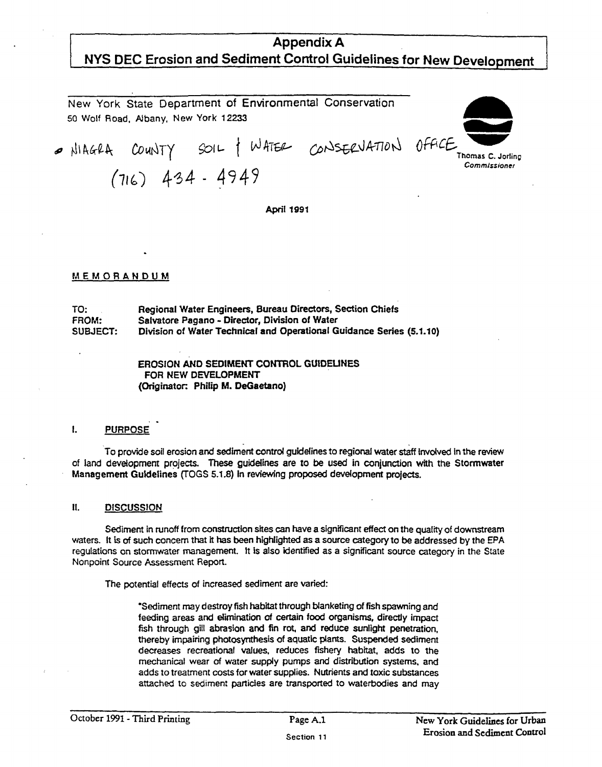# Appendix A
## NYS DEC Erosion and Sediment Control Guidelines for New Development

New York State Department of Environmental Conservation
50 Wolf Road, Albany, New York 12233

NIAGRA COUNTY SOIL & WATER CONSERVATION OFFICE
(716) 434 - 4949

Thomas C. Jorling
*Commissioner*

**April 1991**

MEMORANDUM

**TO:** Regional Water Engineers, Bureau Directors, Section Chiefs
**FROM:** Salvatore Pagano - Director, Division of Water
**SUBJECT:** Division of Water Technical and Operational Guidance Series (5.1.10)

**EROSION AND SEDIMENT CONTROL GUIDELINES FOR NEW DEVELOPMENT**
**(Originator: Philip M. DeGaetano)**

### I. PURPOSE

To provide soil erosion and sediment control guidelines to regional water staff involved in the review of land development projects. These guidelines are to be used in conjunction with the Stormwater Management Guidelines (TOGS 5.1.8) in reviewing proposed development projects.

### II. DISCUSSION

Sediment in runoff from construction sites can have a significant effect on the quality of downstream waters. It is of such concern that it has been highlighted as a source category to be addressed by the EPA regulations on stormwater management. It is also identified as a significant source category in the State Nonpoint Source Assessment Report.

The potential effects of increased sediment are varied:

> "Sediment may destroy fish habitat through blanketing of fish spawning and feeding areas and elimination of certain food organisms, directly impact fish through gill abrasion and fin rot, and reduce sunlight penetration, thereby impairing photosynthesis of aquatic plants. Suspended sediment decreases recreational values, reduces fishery habitat, adds to the mechanical wear of water supply pumps and distribution systems, and adds to treatment costs for water supplies. Nutrients and toxic substances attached to sediment particles are transported to waterbodies and may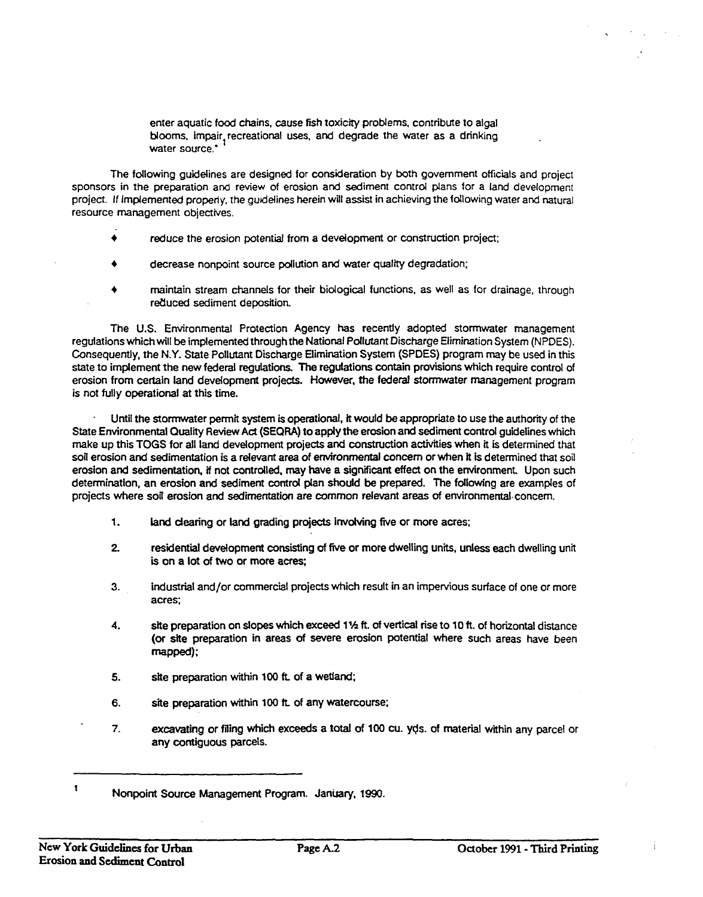enter aquatic food chains, cause fish toxicity problems, contribute to algal blooms, impair recreational uses, and degrade the water as a drinking water source."[1]

The following guidelines are designed for consideration by both government officials and project sponsors in the preparation and review of erosion and sediment control plans for a land development project. If implemented properly, the guidelines herein will assist in achieving the following water and natural resource management objectives.

- reduce the erosion potential from a development or construction project;
- decrease nonpoint source pollution and water quality degradation;
- maintain stream channels for their biological functions, as well as for drainage, through reduced sediment deposition.

The U.S. Environmental Protection Agency has recently adopted stormwater management regulations which will be implemented through the National Pollutant Discharge Elimination System (NPDES). Consequently, the N.Y. State Pollutant Discharge Elimination System (SPDES) program may be used in this state to implement the new federal regulations. The regulations contain provisions which require control of erosion from certain land development projects. However, the federal stormwater management program is not fully operational at this time.

Until the stormwater permit system is operational, it would be appropriate to use the authority of the State Environmental Quality Review Act (SEQRA) to apply the erosion and sediment control guidelines which make up this TOGS for all land development projects and construction activities when it is determined that soil erosion and sedimentation is a relevant area of environmental concern or when it is determined that soil erosion and sedimentation, if not controlled, may have a significant effect on the environment. Upon such determination, an erosion and sediment control plan should be prepared. The following are examples of projects where soil erosion and sedimentation are common relevant areas of environmental concern.

1. land clearing or land grading projects involving five or more acres;
2. residential development consisting of five or more dwelling units, unless each dwelling unit is on a lot of two or more acres;
3. industrial and/or commercial projects which result in an impervious surface of one or more acres;
4. site preparation on slopes which exceed 1½ ft. of vertical rise to 10 ft. of horizontal distance (or site preparation in areas of severe erosion potential where such areas have been mapped);
5. site preparation within 100 ft. of a wetland;
6. site preparation within 100 ft. of any watercourse;
7. excavating or filing which exceeds a total of 100 cu. yds. of material within any parcel or any contiguous parcels.

---

[1] Nonpoint Source Management Program. January, 1990.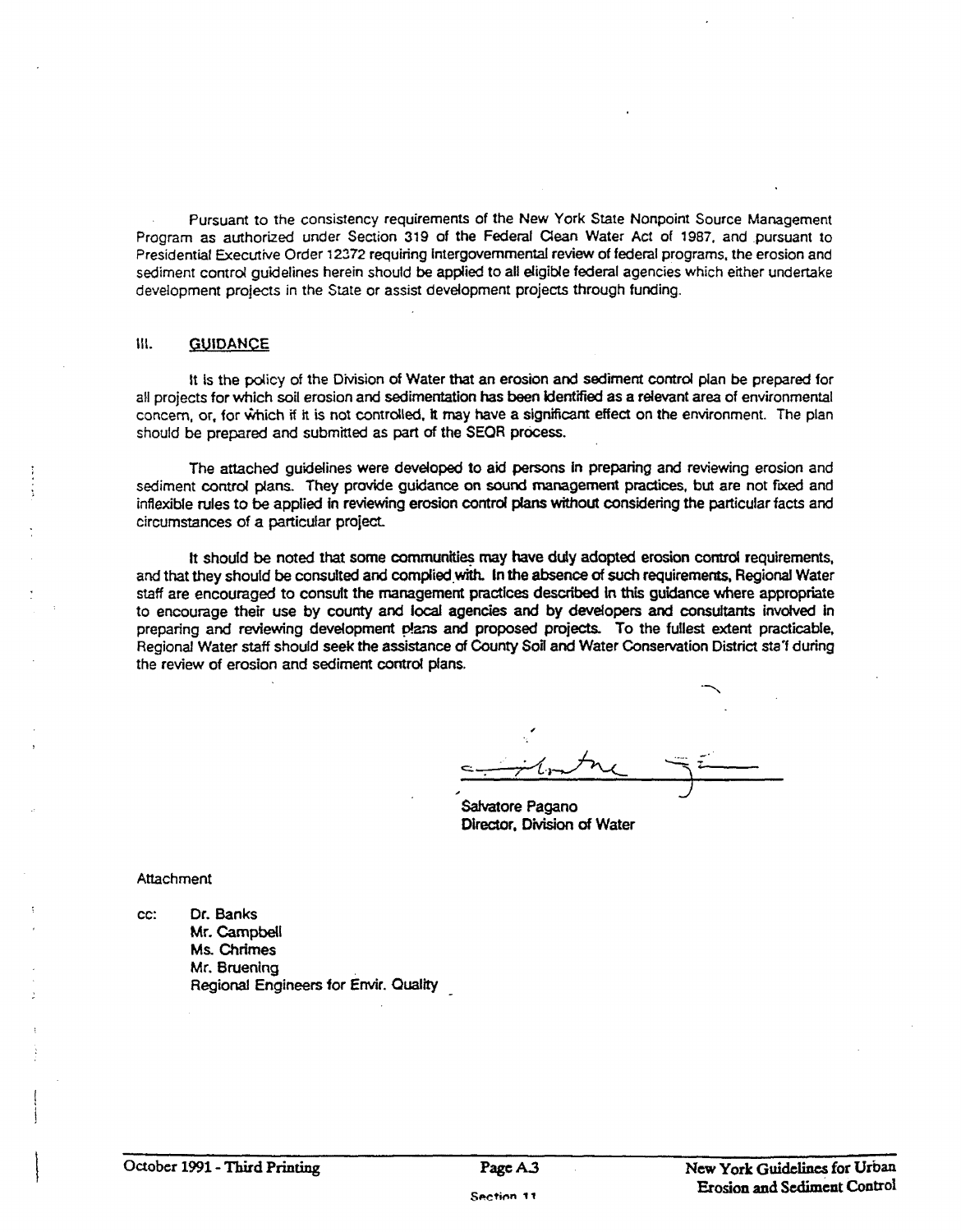Pursuant to the consistency requirements of the New York State Nonpoint Source Management Program as authorized under Section 319 of the Federal Clean Water Act of 1987, and pursuant to Presidential Executive Order 12372 requiring intergovernmental review of federal programs, the erosion and sediment control guidelines herein should be applied to all eligible federal agencies which either undertake development projects in the State or assist development projects through funding.

## III. GUIDANCE

It is the policy of the Division of Water that an erosion and sediment control plan be prepared for all projects for which soil erosion and sedimentation has been identified as a relevant area of environmental concern, or, for which if it is not controlled, it may have a significant effect on the environment. The plan should be prepared and submitted as part of the SEQR process.

The attached guidelines were developed to aid persons in preparing and reviewing erosion and sediment control plans. They provide guidance on sound management practices, but are not fixed and inflexible rules to be applied in reviewing erosion control plans without considering the particular facts and circumstances of a particular project.

It should be noted that some communities may have duly adopted erosion control requirements, and that they should be consulted and complied with. In the absence of such requirements, Regional Water staff are encouraged to consult the management practices described in this guidance where appropriate to encourage their use by county and local agencies and by developers and consultants involved in preparing and reviewing development plans and proposed projects. To the fullest extent practicable, Regional Water staff should seek the assistance of County Soil and Water Conservation District staff during the review of erosion and sediment control plans.

Salvatore Pagano
Director, Division of Water

Attachment

cc: Dr. Banks
Mr. Campbell
Ms. Chrimes
Mr. Bruening
Regional Engineers for Envir. Quality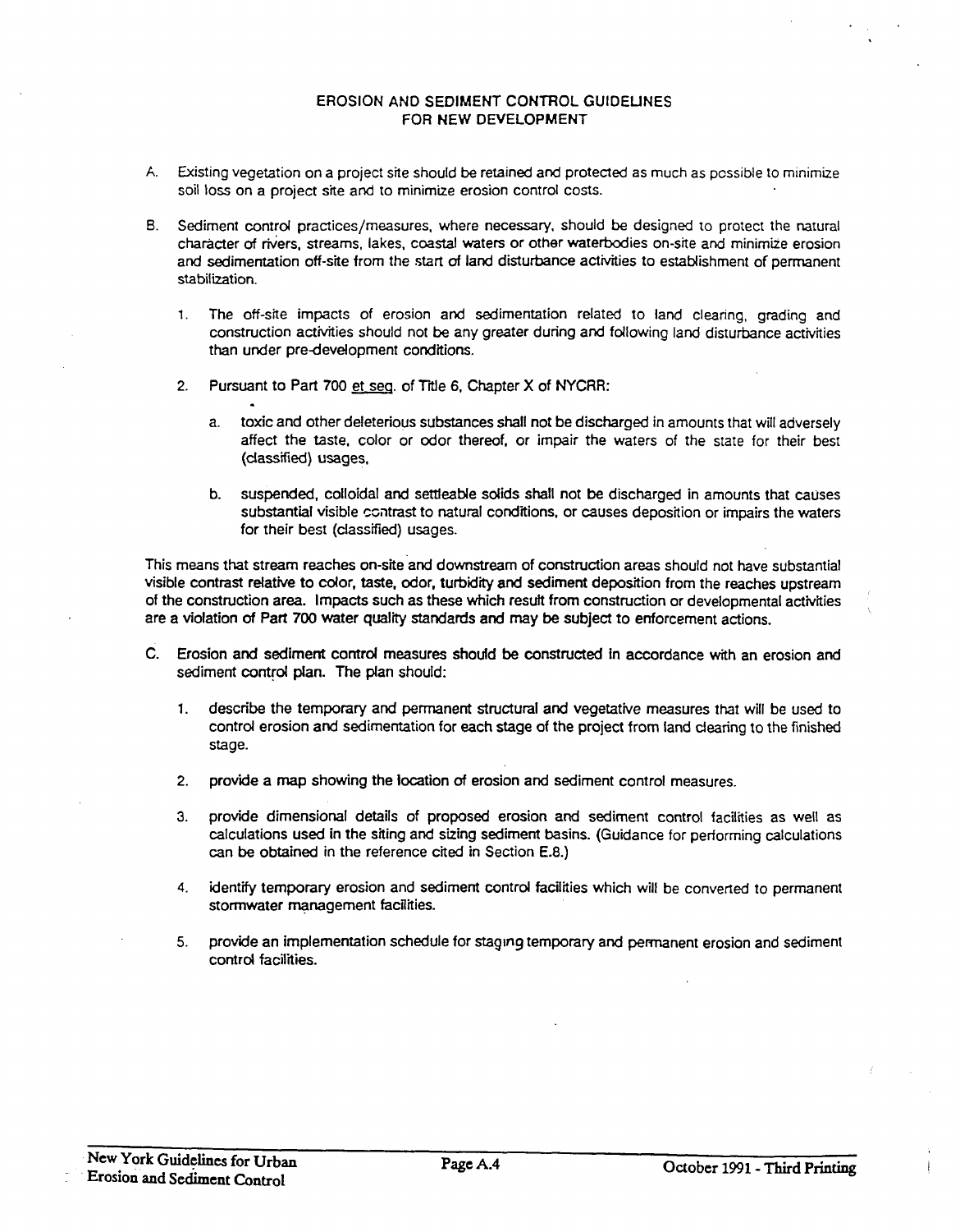# EROSION AND SEDIMENT CONTROL GUIDELINES FOR NEW DEVELOPMENT

A. Existing vegetation on a project site should be retained and protected as much as possible to minimize soil loss on a project site and to minimize erosion control costs.

B. Sediment control practices/measures, where necessary, should be designed to protect the natural character of rivers, streams, lakes, coastal waters or other waterbodies on-site and minimize erosion and sedimentation off-site from the start of land disturbance activities to establishment of permanent stabilization.

   1. The off-site impacts of erosion and sedimentation related to land clearing, grading and construction activities should not be any greater during and following land disturbance activities than under pre-development conditions.

   2. Pursuant to Part 700 et seq. of Title 6, Chapter X of NYCRR:

      a. toxic and other deleterious substances shall not be discharged in amounts that will adversely affect the taste, color or odor thereof, or impair the waters of the state for their best (classified) usages,

      b. suspended, colloidal and settleable solids shall not be discharged in amounts that causes substantial visible contrast to natural conditions, or causes deposition or impairs the waters for their best (classified) usages.

This means that stream reaches on-site and downstream of construction areas should not have substantial visible contrast relative to color, taste, odor, turbidity and sediment deposition from the reaches upstream of the construction area. Impacts such as these which result from construction or developmental activities are a violation of Part 700 water quality standards and may be subject to enforcement actions.

C. Erosion and sediment control measures should be constructed in accordance with an erosion and sediment control plan. The plan should:

   1. describe the temporary and permanent structural and vegetative measures that will be used to control erosion and sedimentation for each stage of the project from land clearing to the finished stage.

   2. provide a map showing the location of erosion and sediment control measures.

   3. provide dimensional details of proposed erosion and sediment control facilities as well as calculations used in the siting and sizing sediment basins. (Guidance for performing calculations can be obtained in the reference cited in Section E.8.)

   4. identify temporary erosion and sediment control facilities which will be converted to permanent stormwater management facilities.

   5. provide an implementation schedule for staging temporary and permanent erosion and sediment control facilities.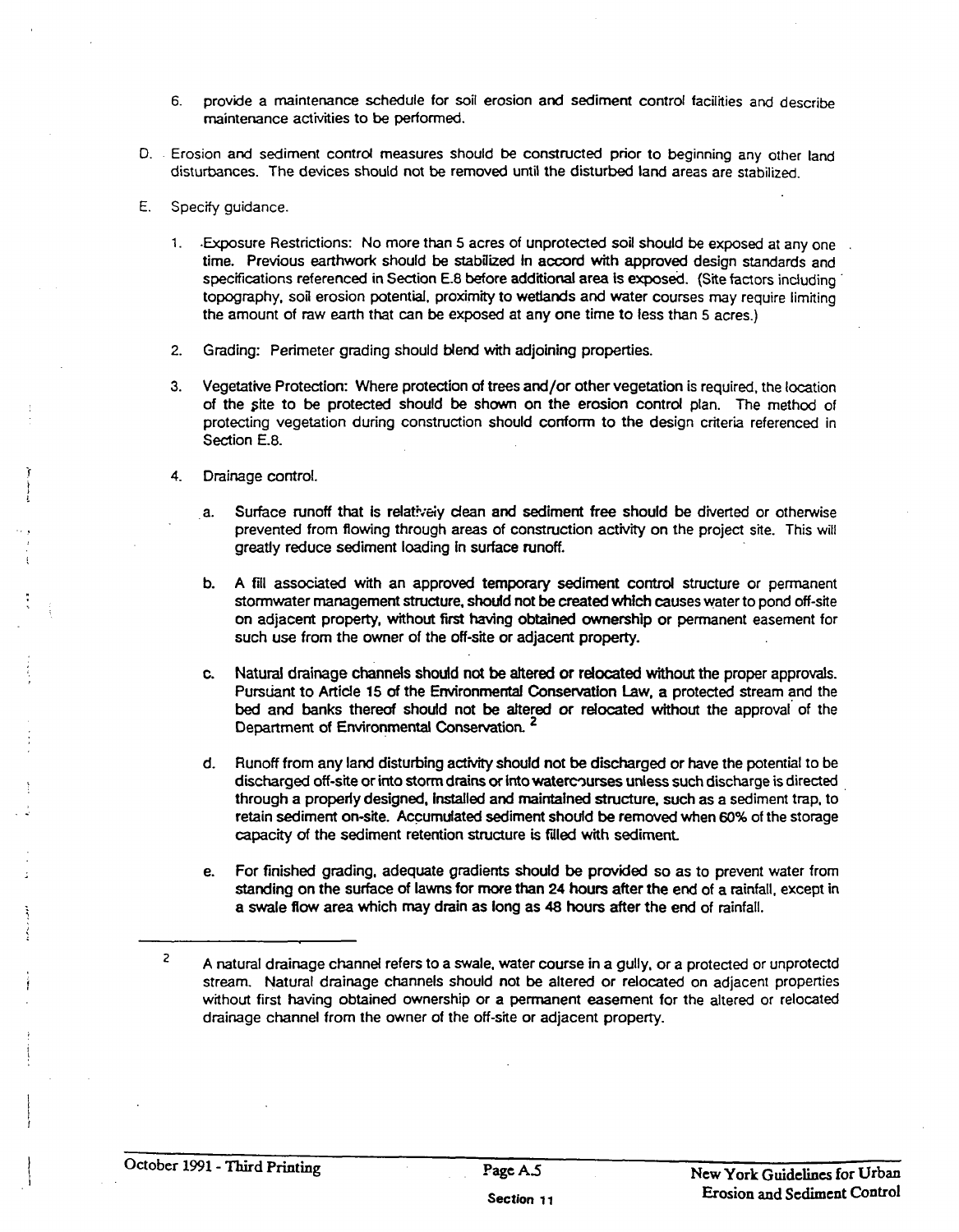6. provide a maintenance schedule for soil erosion and sediment control facilities and describe maintenance activities to be performed.

D. Erosion and sediment control measures should be constructed prior to beginning any other land disturbances. The devices should not be removed until the disturbed land areas are stabilized.

E. Specify guidance.

   1. Exposure Restrictions: No more than 5 acres of unprotected soil should be exposed at any one time. Previous earthwork should be stabilized in accord with approved design standards and specifications referenced in Section E.8 before additional area is exposed. (Site factors including topography, soil erosion potential, proximity to wetlands and water courses may require limiting the amount of raw earth that can be exposed at any one time to less than 5 acres.)

   2. Grading: Perimeter grading should blend with adjoining properties.

   3. Vegetative Protection: Where protection of trees and/or other vegetation is required, the location of the site to be protected should be shown on the erosion control plan. The method of protecting vegetation during construction should conform to the design criteria referenced in Section E.8.

   4. Drainage control.

      a. Surface runoff that is relatively clean and sediment free should be diverted or otherwise prevented from flowing through areas of construction activity on the project site. This will greatly reduce sediment loading in surface runoff.

      b. A fill associated with an approved temporary sediment control structure or permanent stormwater management structure, should not be created which causes water to pond off-site on adjacent property, without first having obtained ownership or permanent easement for such use from the owner of the off-site or adjacent property.

      c. Natural drainage channels should not be altered or relocated without the proper approvals. Pursuant to Article 15 of the Environmental Conservation Law, a protected stream and the bed and banks thereof should not be altered or relocated without the approval of the Department of Environmental Conservation. [2]

      d. Runoff from any land disturbing activity should not be discharged or have the potential to be discharged off-site or into storm drains or into watercourses unless such discharge is directed through a properly designed, installed and maintained structure, such as a sediment trap, to retain sediment on-site. Accumulated sediment should be removed when 60% of the storage capacity of the sediment retention structure is filled with sediment.

      e. For finished grading, adequate gradients should be provided so as to prevent water from standing on the surface of lawns for more than 24 hours after the end of a rainfall, except in a swale flow area which may drain as long as 48 hours after the end of rainfall.

---

[2] A natural drainage channel refers to a swale, water course in a gully, or a protected or unprotectd stream. Natural drainage channels should not be altered or relocated on adjacent properties without first having obtained ownership or a permanent easement for the altered or relocated drainage channel from the owner of the off-site or adjacent property.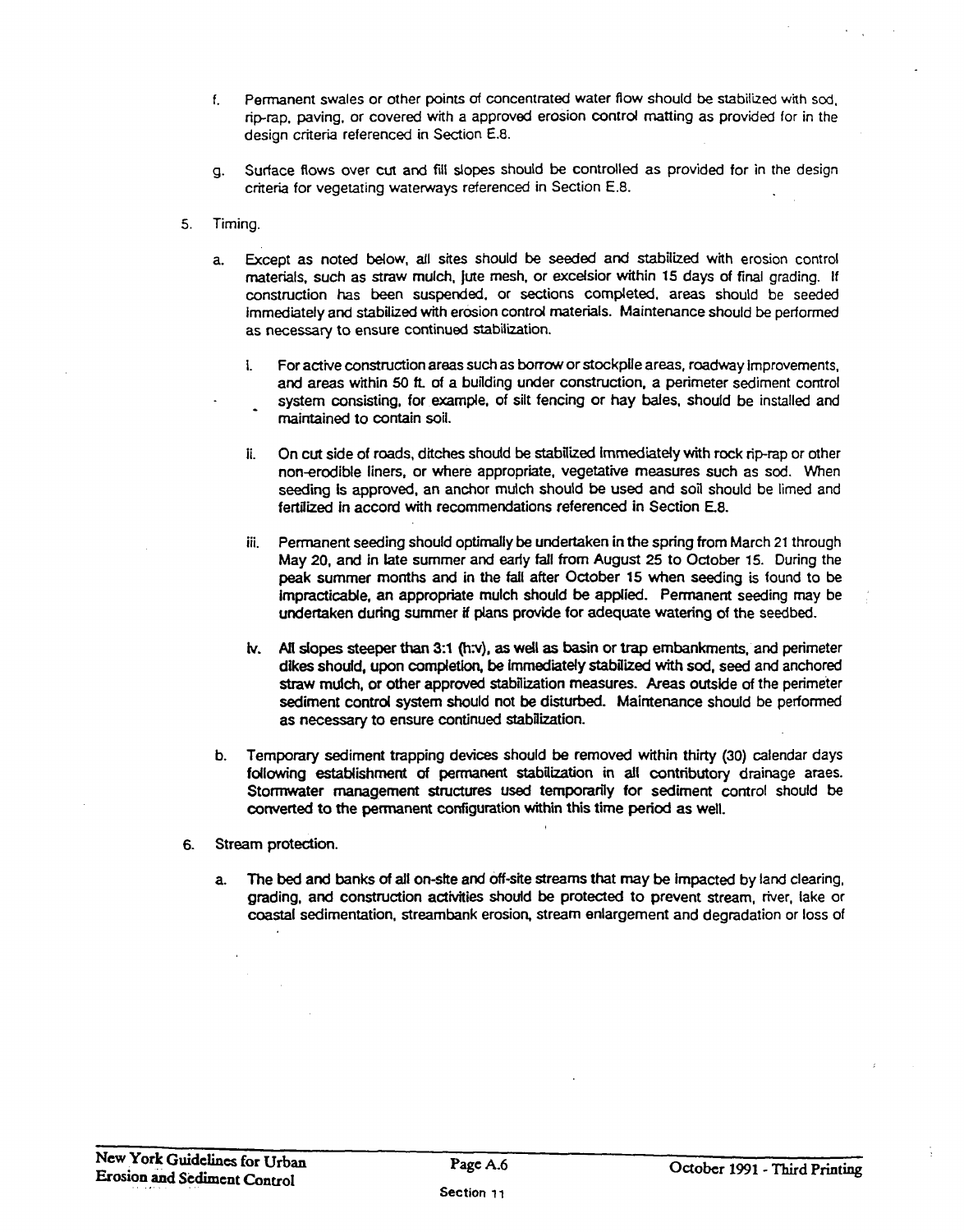f. Permanent swales or other points of concentrated water flow should be stabilized with sod, rip-rap, paving, or covered with a approved erosion control matting as provided for in the design criteria referenced in Section E.8.

g. Surface flows over cut and fill slopes should be controlled as provided for in the design criteria for vegetating waterways referenced in Section E.8.

5. Timing.

   a. Except as noted below, all sites should be seeded and stabilized with erosion control materials, such as straw mulch, jute mesh, or excelsior within 15 days of final grading. If construction has been suspended, or sections completed, areas should be seeded immediately and stabilized with erosion control materials. Maintenance should be performed as necessary to ensure continued stabilization.

      i. For active construction areas such as borrow or stockpile areas, roadway improvements, and areas within 50 ft. of a building under construction, a perimeter sediment control system consisting, for example, of silt fencing or hay bales, should be installed and maintained to contain soil.

      ii. On cut side of roads, ditches should be stabilized immediately with rock rip-rap or other non-erodible liners, or where appropriate, vegetative measures such as sod. When seeding is approved, an anchor mulch should be used and soil should be limed and fertilized in accord with recommendations referenced in Section E.8.

      iii. Permanent seeding should optimally be undertaken in the spring from March 21 through May 20, and in late summer and early fall from August 25 to October 15. During the peak summer months and in the fall after October 15 when seeding is found to be impracticable, an appropriate mulch should be applied. Permanent seeding may be undertaken during summer if plans provide for adequate watering of the seedbed.

      iv. All slopes steeper than 3:1 (h:v), as well as basin or trap embankments, and perimeter dikes should, upon completion, be immediately stabilized with sod, seed and anchored straw mulch, or other approved stabilization measures. Areas outside of the perimeter sediment control system should not be disturbed. Maintenance should be performed as necessary to ensure continued stabilization.

   b. Temporary sediment trapping devices should be removed within thirty (30) calendar days following establishment of permanent stabilization in all contributory drainage araes. Stormwater management structures used temporarily for sediment control should be converted to the permanent configuration within this time period as well.

6. Stream protection.

   a. The bed and banks of all on-site and off-site streams that may be impacted by land clearing, grading, and construction activities should be protected to prevent stream, river, lake or coastal sedimentation, streambank erosion, stream enlargement and degradation or loss of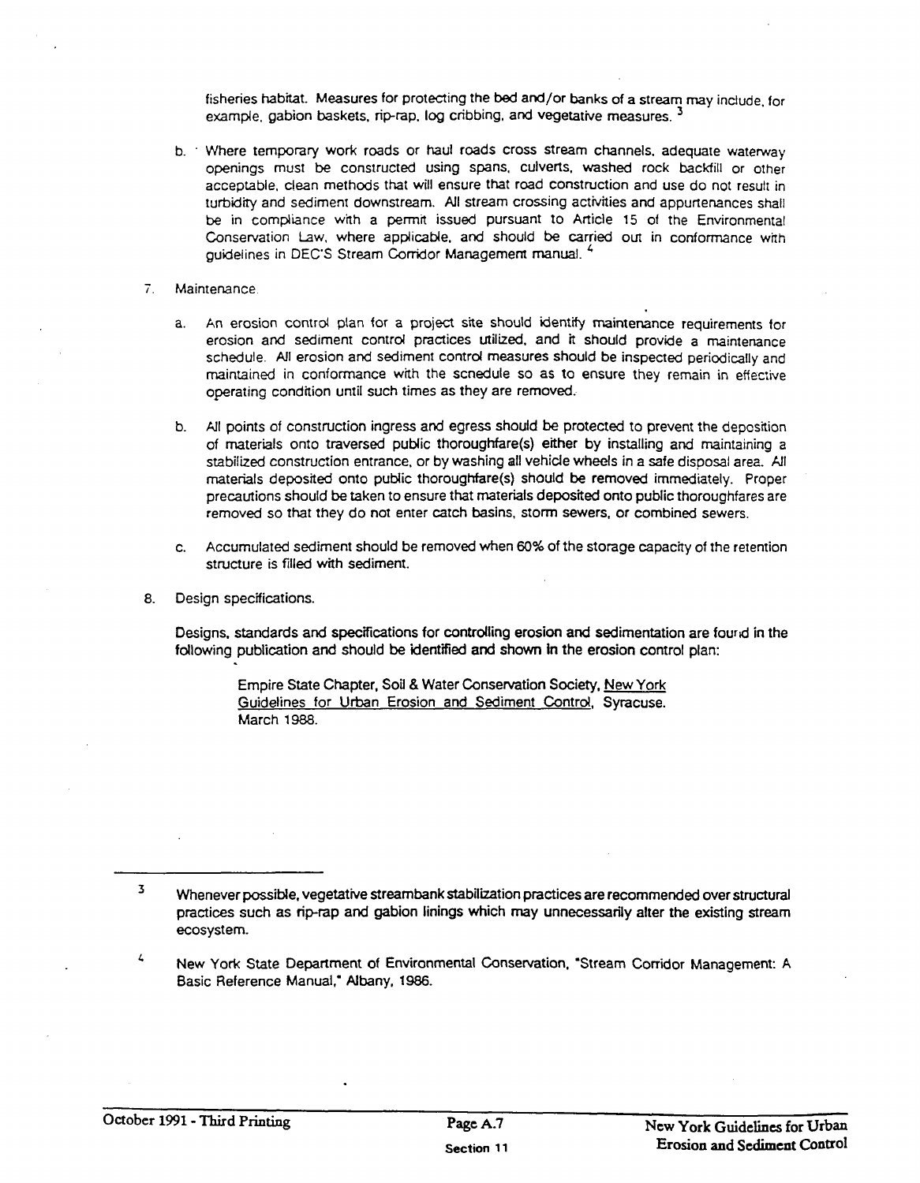fisheries habitat. Measures for protecting the bed and/or banks of a stream may include, for example, gabion baskets, rip-rap, log cribbing, and vegetative measures. [3]

b. Where temporary work roads or haul roads cross stream channels, adequate waterway openings must be constructed using spans, culverts, washed rock backfill or other acceptable, clean methods that will ensure that road construction and use do not result in turbidity and sediment downstream. All stream crossing activities and appurtenances shall be in compliance with a permit issued pursuant to Article 15 of the Environmental Conservation Law, where applicable, and should be carried out in conformance with guidelines in DEC'S Stream Corridor Management manual. [4]

7. Maintenance.

   a. An erosion control plan for a project site should identify maintenance requirements for erosion and sediment control practices utilized, and it should provide a maintenance schedule. All erosion and sediment control measures should be inspected periodically and maintained in conformance with the schedule so as to ensure they remain in effective operating condition until such times as they are removed.

   b. All points of construction ingress and egress should be protected to prevent the deposition of materials onto traversed public thoroughfare(s) either by installing and maintaining a stabilized construction entrance, or by washing all vehicle wheels in a safe disposal area. All materials deposited onto public thoroughfare(s) should be removed immediately. Proper precautions should be taken to ensure that materials deposited onto public thoroughfares are removed so that they do not enter catch basins, storm sewers, or combined sewers.

   c. Accumulated sediment should be removed when 60% of the storage capacity of the retention structure is filled with sediment.

8. Design specifications.

   Designs, standards and specifications for controlling erosion and sedimentation are found in the following publication and should be identified and shown in the erosion control plan:

   > Empire State Chapter, Soil & Water Conservation Society, New York Guidelines for Urban Erosion and Sediment Control, Syracuse. March 1988.

---

[3] Whenever possible, vegetative streambank stabilization practices are recommended over structural practices such as rip-rap and gabion linings which may unnecessarily alter the existing stream ecosystem.

[4] New York State Department of Environmental Conservation, "Stream Corridor Management: A Basic Reference Manual," Albany, 1986.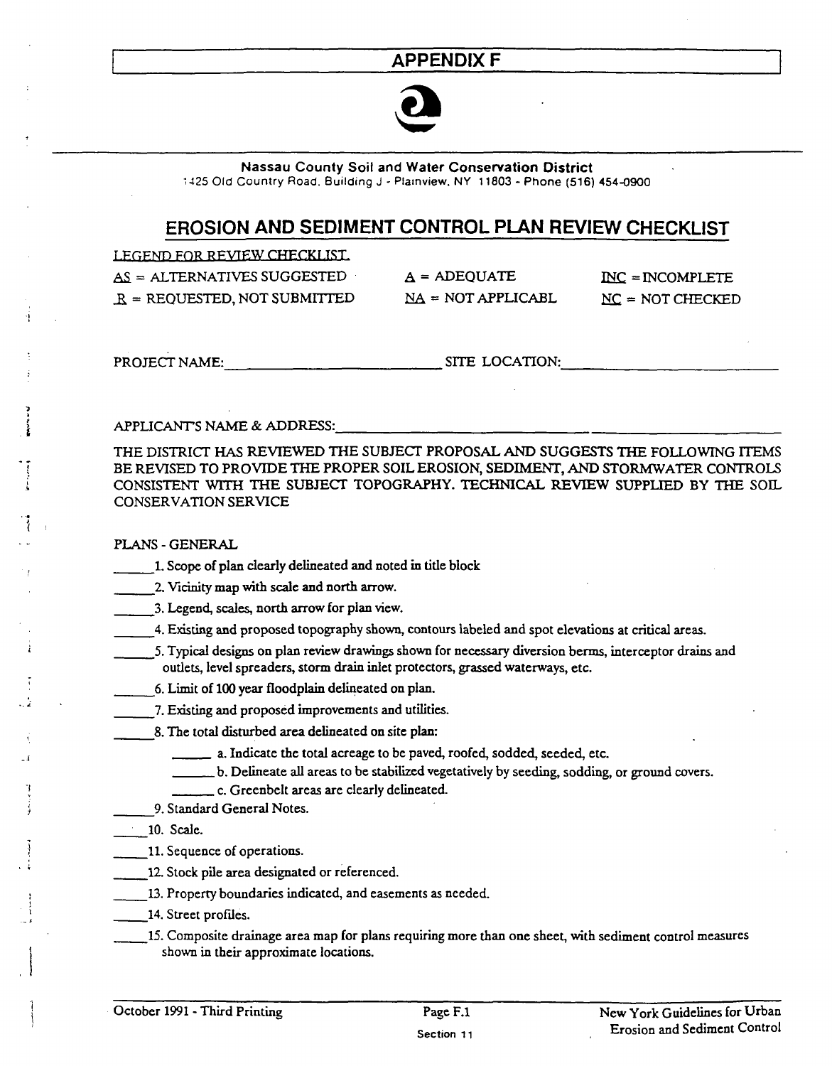# APPENDIX F

**Nassau County Soil and Water Conservation District**
1425 Old Country Road, Building J - Plainview, NY 11803 - Phone (516) 454-0900

## EROSION AND SEDIMENT CONTROL PLAN REVIEW CHECKLIST

LEGEND FOR REVIEW CHECKLIST

| | | |
|---|---|---|
| AS = ALTERNATIVES SUGGESTED | A = ADEQUATE | INC = INCOMPLETE |
| R = REQUESTED, NOT SUBMITTED | NA = NOT APPLICABL | NC = NOT CHECKED |

PROJECT NAME:________________________ SITE LOCATION:________________________

APPLICANT'S NAME & ADDRESS:________________________________________________

THE DISTRICT HAS REVIEWED THE SUBJECT PROPOSAL AND SUGGESTS THE FOLLOWING ITEMS BE REVISED TO PROVIDE THE PROPER SOIL EROSION, SEDIMENT, AND STORMWATER CONTROLS CONSISTENT WITH THE SUBJECT TOPOGRAPHY. TECHNICAL REVIEW SUPPLIED BY THE SOIL CONSERVATION SERVICE

PLANS - GENERAL

_____1. Scope of plan clearly delineated and noted in title block

_____2. Vicinity map with scale and north arrow.

_____3. Legend, scales, north arrow for plan view.

_____4. Existing and proposed topography shown, contours labeled and spot elevations at critical areas.

_____5. Typical designs on plan review drawings shown for necessary diversion berms, interceptor drains and outlets, level spreaders, storm drain inlet protectors, grassed waterways, etc.

_____6. Limit of 100 year floodplain delineated on plan.

_____7. Existing and proposed improvements and utilities.

_____8. The total disturbed area delineated on site plan:

- _____ a. Indicate the total acreage to be paved, roofed, sodded, seeded, etc.
- _____ b. Delineate all areas to be stabilized vegetatively by seeding, sodding, or ground covers.
- _____ c. Greenbelt areas are clearly delineated.

_____9. Standard General Notes.

_____10. Scale.

_____11. Sequence of operations.

_____12. Stock pile area designated or referenced.

_____13. Property boundaries indicated, and easements as needed.

_____14. Street profiles.

_____15. Composite drainage area map for plans requiring more than one sheet, with sediment control measures shown in their approximate locations.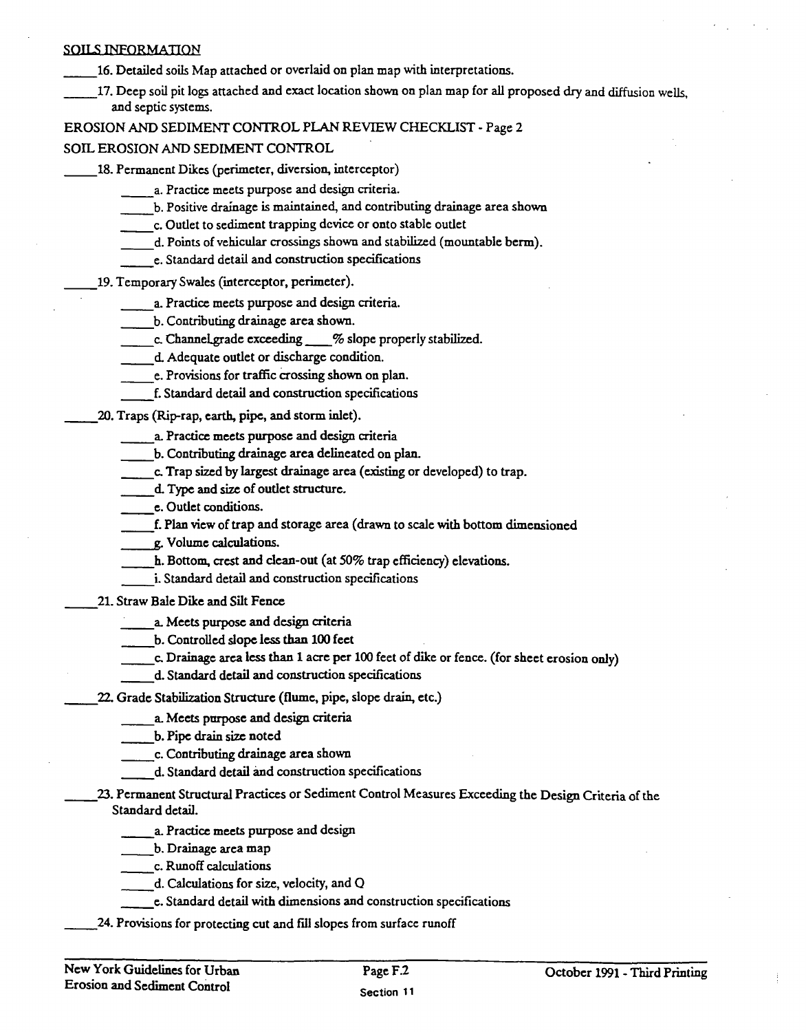SOILS INFORMATION

_____16. Detailed soils Map attached or overlaid on plan map with interpretations.

_____17. Deep soil pit logs attached and exact location shown on plan map for all proposed dry and diffusion wells, and septic systems.

EROSION AND SEDIMENT CONTROL PLAN REVIEW CHECKLIST - Page 2

SOIL EROSION AND SEDIMENT CONTROL

_____18. Permanent Dikes (perimeter, diversion, interceptor)

- _____a. Practice meets purpose and design criteria.
- _____b. Positive drainage is maintained, and contributing drainage area shown
- _____c. Outlet to sediment trapping device or onto stable outlet
- _____d. Points of vehicular crossings shown and stabilized (mountable berm).
- _____e. Standard detail and construction specifications

_____19. Temporary Swales (interceptor, perimeter).

- _____a. Practice meets purpose and design criteria.
- _____b. Contributing drainage area shown.
- _____c. Channel grade exceeding ____% slope properly stabilized.
- _____d. Adequate outlet or discharge condition.
- _____e. Provisions for traffic crossing shown on plan.
- _____f. Standard detail and construction specifications

_____20. Traps (Rip-rap, earth, pipe, and storm inlet).

- _____a. Practice meets purpose and design criteria
- _____b. Contributing drainage area delineated on plan.
- _____c. Trap sized by largest drainage area (existing or developed) to trap.
- _____d. Type and size of outlet structure.
- _____e. Outlet conditions.
- _____f. Plan view of trap and storage area (drawn to scale with bottom dimensioned
- _____g. Volume calculations.
- _____h. Bottom, crest and clean-out (at 50% trap efficiency) elevations.
- _____i. Standard detail and construction specifications

_____21. Straw Bale Dike and Silt Fence

- _____a. Meets purpose and design criteria
- _____b. Controlled slope less than 100 feet
- _____c. Drainage area less than 1 acre per 100 feet of dike or fence. (for sheet erosion only)
- _____d. Standard detail and construction specifications

_____22. Grade Stabilization Structure (flume, pipe, slope drain, etc.)

- _____a. Meets purpose and design criteria
- _____b. Pipe drain size noted
- _____c. Contributing drainage area shown
- _____d. Standard detail and construction specifications

_____23. Permanent Structural Practices or Sediment Control Measures Exceeding the Design Criteria of the Standard detail.

- _____a. Practice meets purpose and design
- _____b. Drainage area map
- _____c. Runoff calculations
- _____d. Calculations for size, velocity, and Q
- _____e. Standard detail with dimensions and construction specifications

_____24. Provisions for protecting cut and fill slopes from surface runoff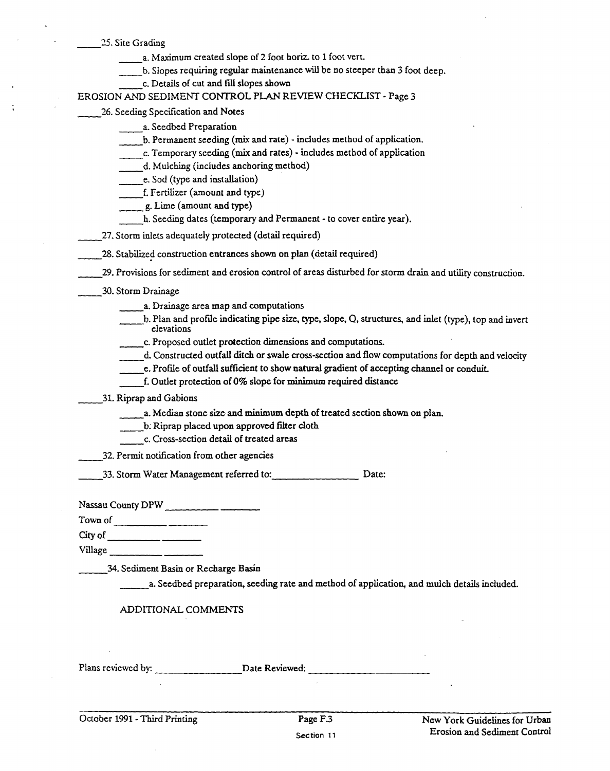\_\_\_\_\_25. Site Grading

\_\_\_\_\_a. Maximum created slope of 2 foot horiz. to 1 foot vert.

\_\_\_\_\_b. Slopes requiring regular maintenance will be no steeper than 3 foot deep.

\_\_\_\_\_c. Details of cut and fill slopes shown

EROSION AND SEDIMENT CONTROL PLAN REVIEW CHECKLIST - Page 3

\_\_\_\_\_26. Seeding Specification and Notes

\_\_\_\_\_a. Seedbed Preparation

\_\_\_\_\_b. Permanent seeding (mix and rate) - includes method of application.

\_\_\_\_\_c. Temporary seeding (mix and rates) - includes method of application

\_\_\_\_\_d. Mulching (includes anchoring method)

\_\_\_\_\_e. Sod (type and installation)

\_\_\_\_\_f. Fertilizer (amount and type)

\_\_\_\_\_g. Lime (amount and type)

\_\_\_\_\_h. Seeding dates (temporary and Permanent - to cover entire year).

\_\_\_\_\_27. Storm inlets adequately protected (detail required)

\_\_\_\_\_28. Stabilized construction entrances shown on plan (detail required)

\_\_\_\_\_29. Provisions for sediment and erosion control of areas disturbed for storm drain and utility construction.

\_\_\_\_\_30. Storm Drainage

\_\_\_\_\_a. Drainage area map and computations

\_\_\_\_\_b. Plan and profile indicating pipe size, type, slope, Q, structures, and inlet (type), top and invert elevations

\_\_\_\_\_c. Proposed outlet protection dimensions and computations.

\_\_\_\_\_d. Constructed outfall ditch or swale cross-section and flow computations for depth and velocity

\_\_\_\_\_e. Profile of outfall sufficient to show natural gradient of accepting channel or conduit.

\_\_\_\_\_f. Outlet protection of 0% slope for minimum required distance

\_\_\_\_\_31. Riprap and Gabions

\_\_\_\_\_a. Median stone size and minimum depth of treated section shown on plan.

\_\_\_\_\_b. Riprap placed upon approved filter cloth

\_\_\_\_\_c. Cross-section detail of treated areas

\_\_\_\_\_32. Permit notification from other agencies

\_\_\_\_\_33. Storm Water Management referred to:\_\_\_\_\_\_\_\_\_\_\_\_\_\_\_\_ Date:

Nassau County DPW \_\_\_\_\_\_\_\_\_\_ \_\_\_\_\_\_\_

Town of \_\_\_\_\_\_\_\_\_\_ \_\_\_\_\_\_\_

City of \_\_\_\_\_\_\_\_\_\_ \_\_\_\_\_\_\_

Village \_\_\_\_\_\_\_\_\_\_ \_\_\_\_\_\_\_

\_\_\_\_\_\_34. Sediment Basin or Recharge Basin

\_\_\_\_\_\_a. Seedbed preparation, seeding rate and method of application, and mulch details included.

ADDITIONAL COMMENTS

Plans reviewed by: \_\_\_\_\_\_\_\_\_\_\_\_\_\_\_\_ Date Reviewed: \_\_\_\_\_\_\_\_\_\_\_\_\_\_\_\_\_\_\_\_\_\_\_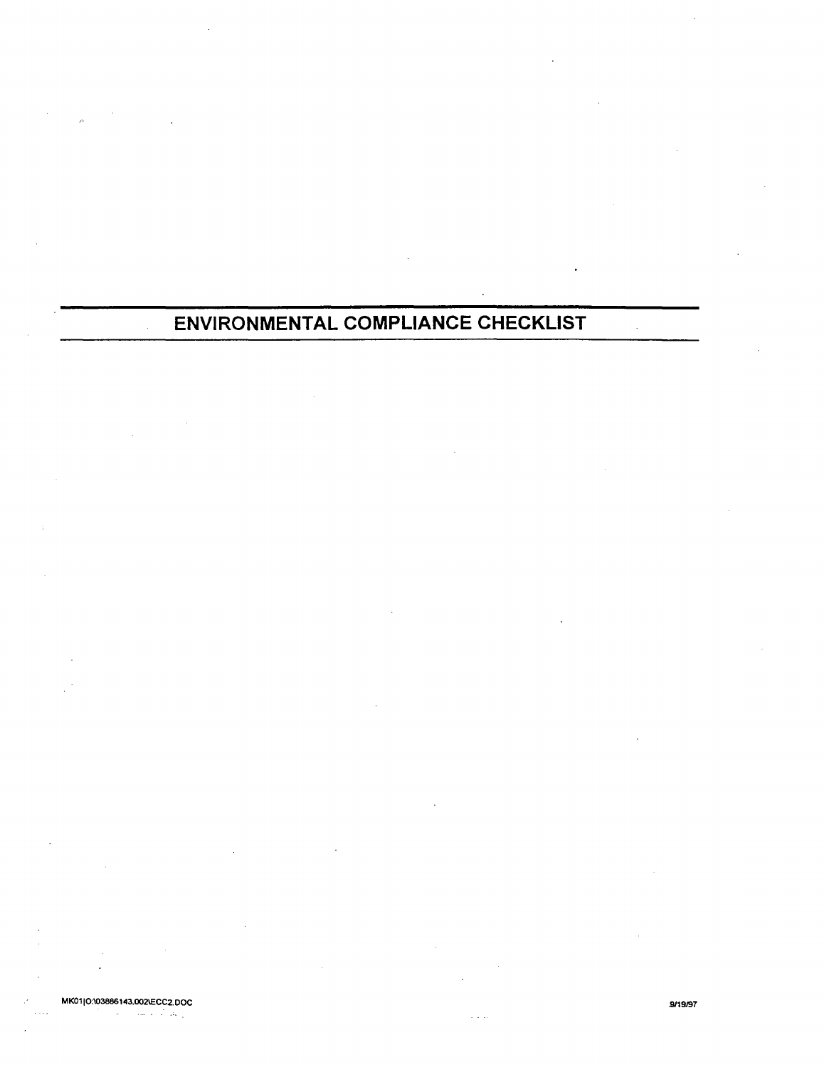# ENVIRONMENTAL COMPLIANCE CHECKLIST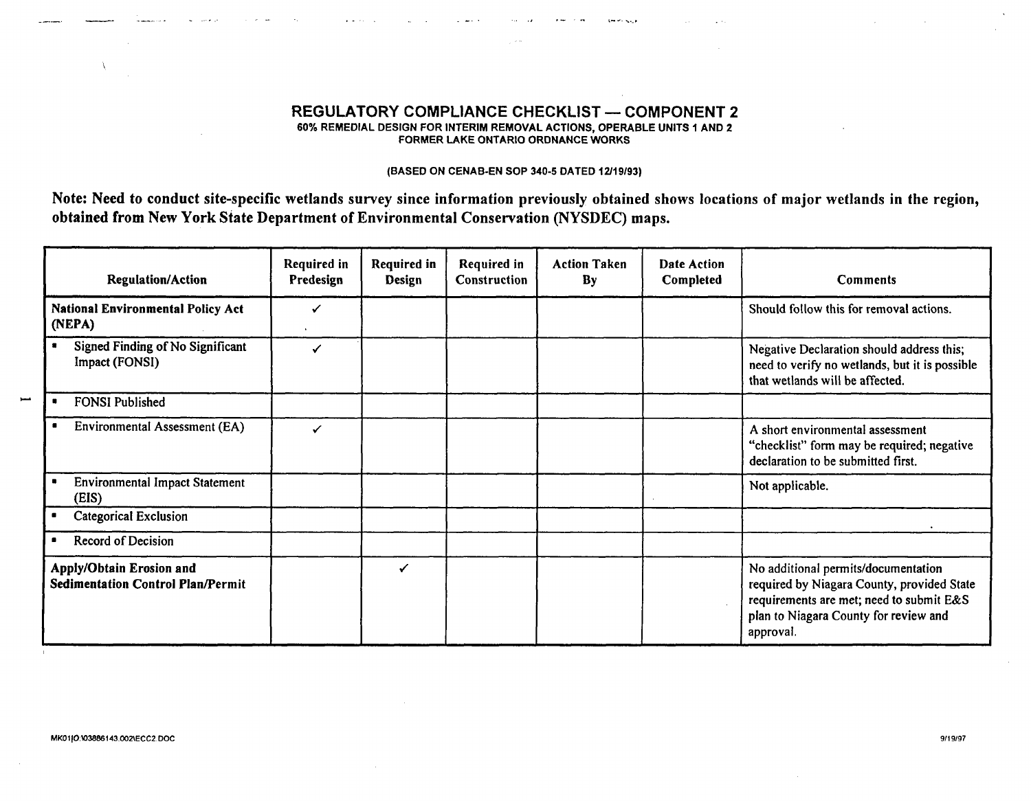# REGULATORY COMPLIANCE CHECKLIST — COMPONENT 2

**60% REMEDIAL DESIGN FOR INTERIM REMOVAL ACTIONS, OPERABLE UNITS 1 AND 2**
**FORMER LAKE ONTARIO ORDNANCE WORKS**

**(BASED ON CENAB-EN SOP 340-5 DATED 12/19/93)**

**Note: Need to conduct site-specific wetlands survey since information previously obtained shows locations of major wetlands in the region, obtained from New York State Department of Environmental Conservation (NYSDEC) maps.**

| Regulation/Action | Required in Predesign | Required in Design | Required in Construction | Action Taken By | Date Action Completed | Comments |
|---|---|---|---|---|---|---|
| **National Environmental Policy Act (NEPA)** | ✓ | | | | | Should follow this for removal actions. |
| ▪ Signed Finding of No Significant Impact (FONSI) | ✓ | | | | | Negative Declaration should address this; need to verify no wetlands, but it is possible that wetlands will be affected. |
| ▪ FONSI Published | | | | | | |
| ▪ Environmental Assessment (EA) | ✓ | | | | | A short environmental assessment "checklist" form may be required; negative declaration to be submitted first. |
| ▪ Environmental Impact Statement (EIS) | | | | | | Not applicable. |
| ▪ Categorical Exclusion | | | | | | |
| ▪ Record of Decision | | | | | | |
| **Apply/Obtain Erosion and Sedimentation Control Plan/Permit** | | ✓ | | | | No additional permits/documentation required by Niagara County, provided State requirements are met; need to submit E&S plan to Niagara County for review and approval. |

MK01|O:\03886143.002\ECC2.DOC 9/19/97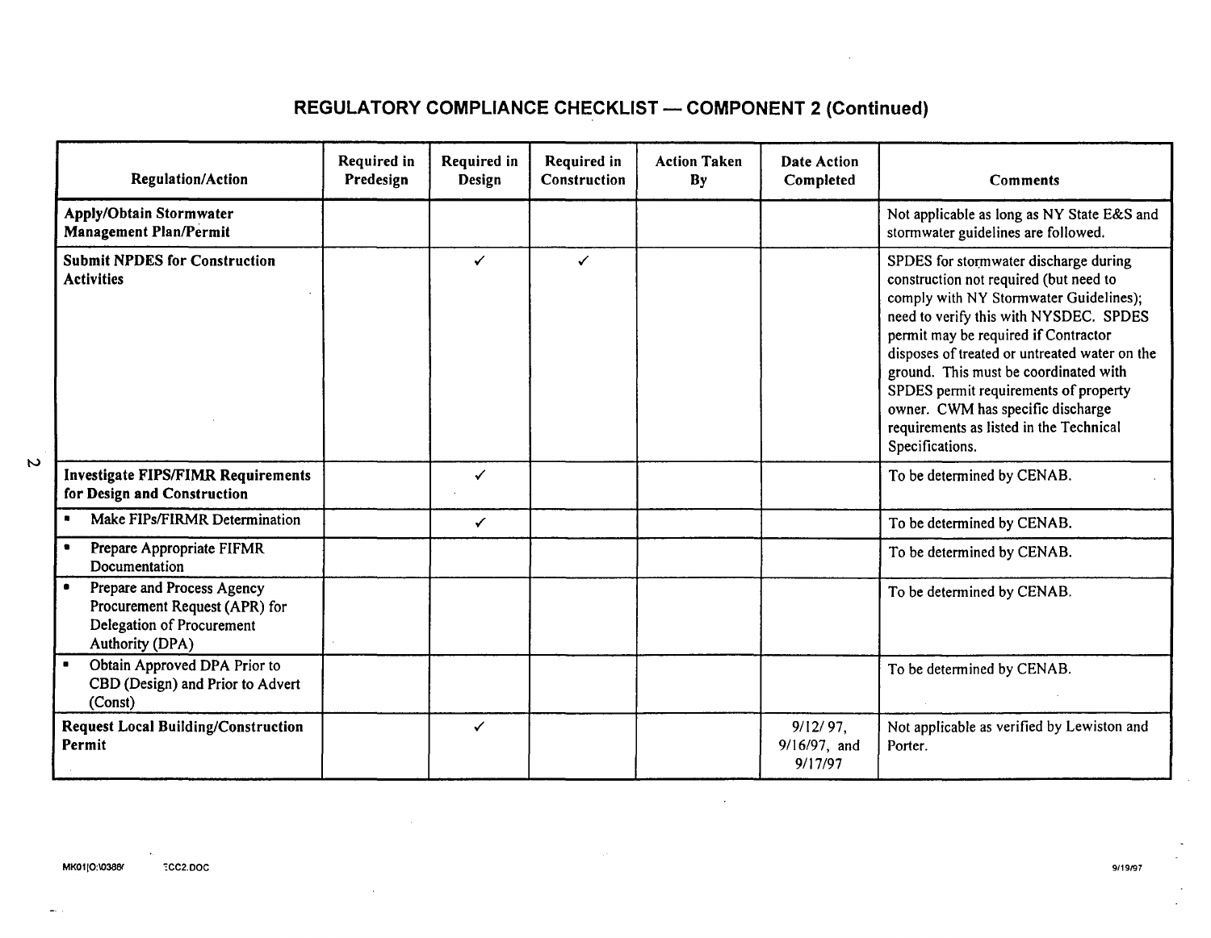# REGULATORY COMPLIANCE CHECKLIST — COMPONENT 2 (Continued)

| Regulation/Action | Required in Predesign | Required in Design | Required in Construction | Action Taken By | Date Action Completed | Comments |
|---|---|---|---|---|---|---|
| **Apply/Obtain Stormwater Management Plan/Permit** | | | | | | Not applicable as long as NY State E&S and stormwater guidelines are followed. |
| **Submit NPDES for Construction Activities** | | ✓ | ✓ | | | SPDES for stormwater discharge during construction not required (but need to comply with NY Stormwater Guidelines); need to verify this with NYSDEC. SPDES permit may be required if Contractor disposes of treated or untreated water on the ground. This must be coordinated with SPDES permit requirements of property owner. CWM has specific discharge requirements as listed in the Technical Specifications. |
| **Investigate FIPS/FIMR Requirements for Design and Construction** | | ✓ | | | | To be determined by CENAB. |
| ▪ Make FIPs/FIRMR Determination | | ✓ | | | | To be determined by CENAB. |
| ▪ Prepare Appropriate FIFMR Documentation | | | | | | To be determined by CENAB. |
| ▪ Prepare and Process Agency Procurement Request (APR) for Delegation of Procurement Authority (DPA) | | | | | | To be determined by CENAB. |
| ▪ Obtain Approved DPA Prior to CBD (Design) and Prior to Advert (Const) | | | | | | To be determined by CENAB. |
| **Request Local Building/Construction Permit** | | ✓ | | | 9/12/97, 9/16/97, and 9/17/97 | Not applicable as verified by Lewiston and Porter. |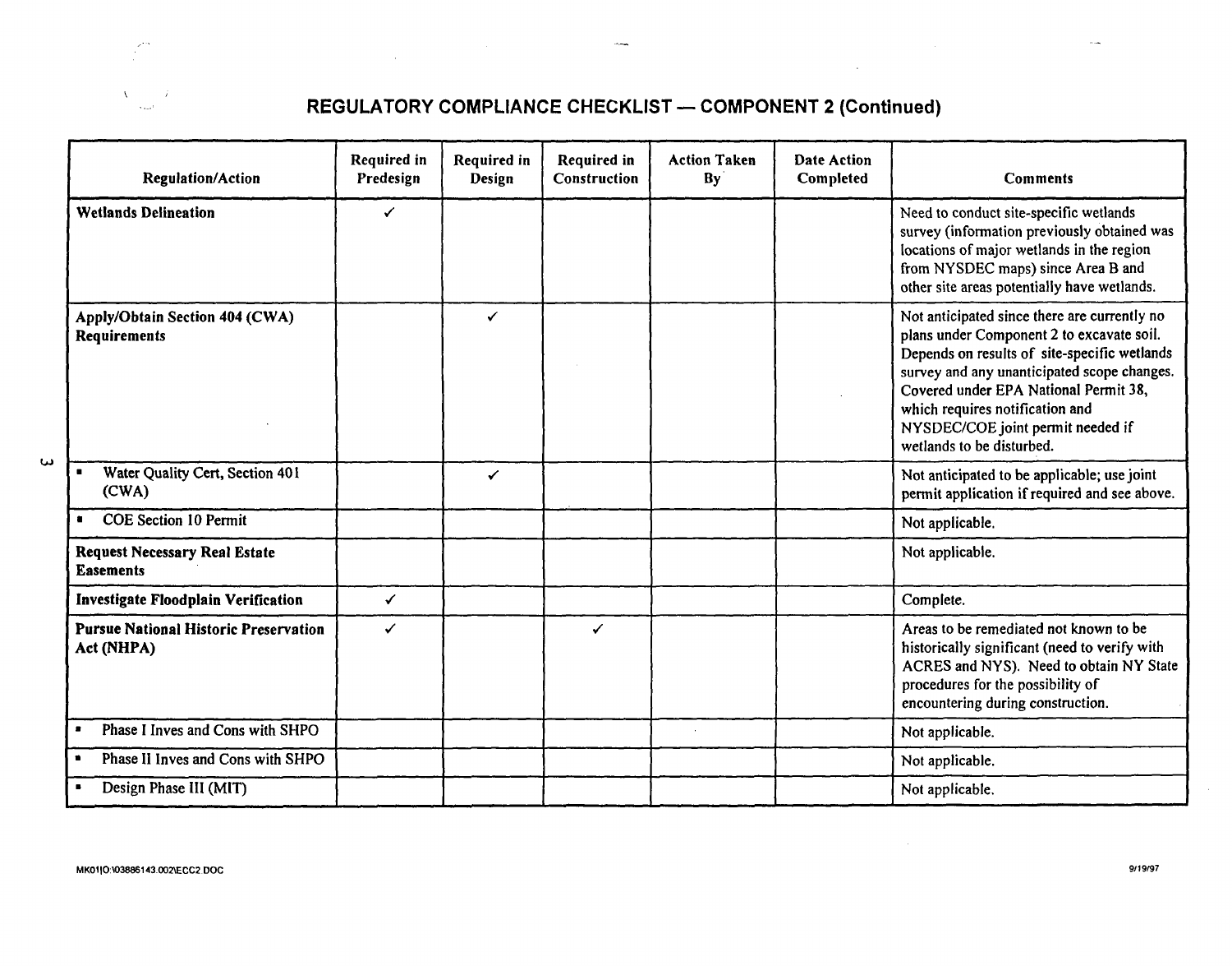# REGULATORY COMPLIANCE CHECKLIST — COMPONENT 2 (Continued)

| Regulation/Action | Required in Predesign | Required in Design | Required in Construction | Action Taken By | Date Action Completed | Comments |
|---|---|---|---|---|---|---|
| **Wetlands Delineation** | ✓ | | | | | Need to conduct site-specific wetlands survey (information previously obtained was locations of major wetlands in the region from NYSDEC maps) since Area B and other site areas potentially have wetlands. |
| **Apply/Obtain Section 404 (CWA) Requirements** | | ✓ | | | | Not anticipated since there are currently no plans under Component 2 to excavate soil. Depends on results of site-specific wetlands survey and any unanticipated scope changes. Covered under EPA National Permit 38, which requires notification and NYSDEC/COE joint permit needed if wetlands to be disturbed. |
| ▪ Water Quality Cert, Section 401 (CWA) | | ✓ | | | | Not anticipated to be applicable; use joint permit application if required and see above. |
| ▪ COE Section 10 Permit | | | | | | Not applicable. |
| **Request Necessary Real Estate Easements** | | | | | | Not applicable. |
| **Investigate Floodplain Verification** | ✓ | | | | | Complete. |
| **Pursue National Historic Preservation Act (NHPA)** | ✓ | | ✓ | | | Areas to be remediated not known to be historically significant (need to verify with ACRES and NYS). Need to obtain NY State procedures for the possibility of encountering during construction. |
| ▪ Phase I Inves and Cons with SHPO | | | | | | Not applicable. |
| ▪ Phase II Inves and Cons with SHPO | | | | | | Not applicable. |
| ▪ Design Phase III (MIT) | | | | | | Not applicable. |

MK01|O:\03886143.002\ECC2.DOC 9/19/97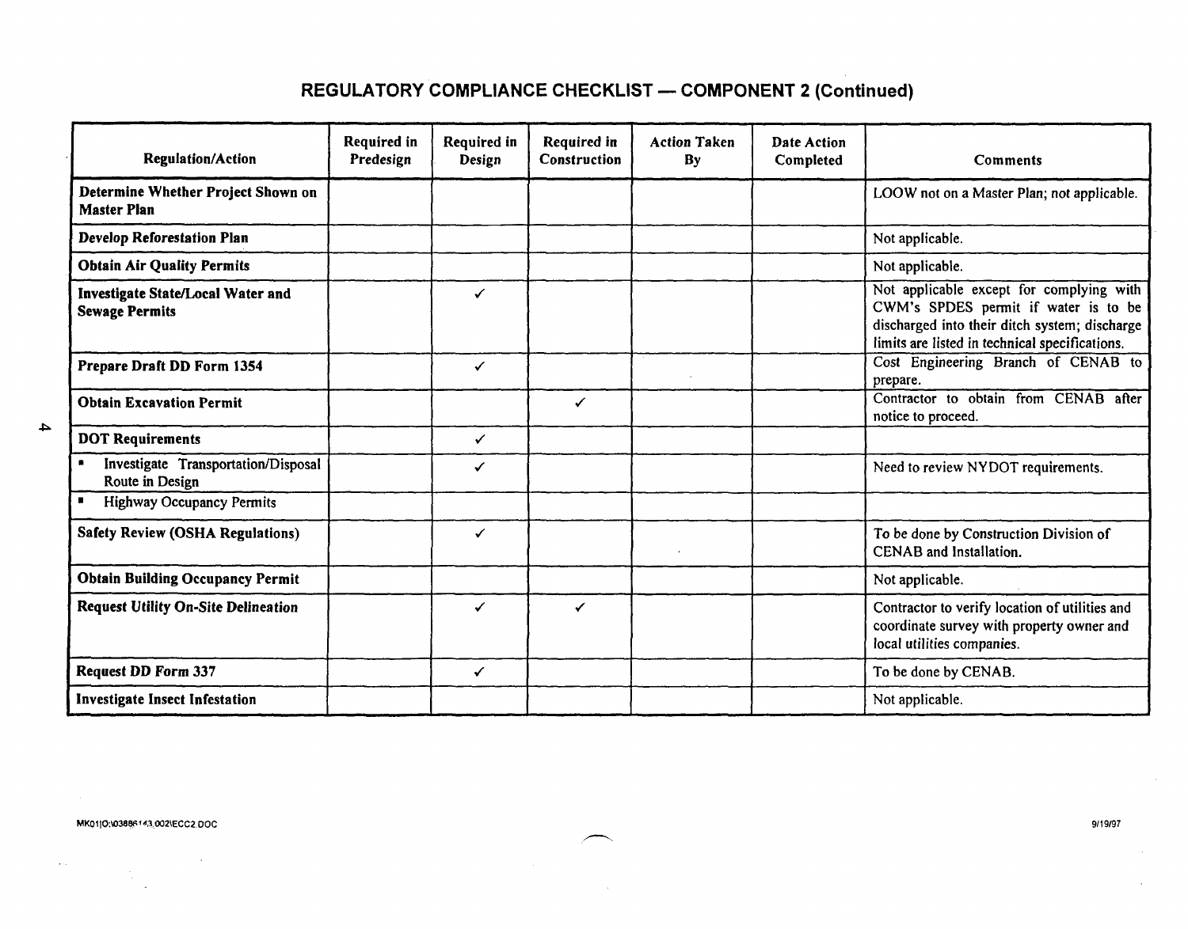## REGULATORY COMPLIANCE CHECKLIST — COMPONENT 2 (Continued)

| Regulation/Action | Required in Predesign | Required in Design | Required in Construction | Action Taken By | Date Action Completed | Comments |
|---|---|---|---|---|---|---|
| **Determine Whether Project Shown on Master Plan** | | | | | | LOOW not on a Master Plan; not applicable. |
| **Develop Reforestation Plan** | | | | | | Not applicable. |
| **Obtain Air Quality Permits** | | | | | | Not applicable. |
| **Investigate State/Local Water and Sewage Permits** | | ✓ | | | | Not applicable except for complying with CWM's SPDES permit if water is to be discharged into their ditch system; discharge limits are listed in technical specifications. |
| **Prepare Draft DD Form 1354** | | ✓ | | | | Cost Engineering Branch of CENAB to prepare. |
| **Obtain Excavation Permit** | | | ✓ | | | Contractor to obtain from CENAB after notice to proceed. |
| **DOT Requirements** | | ✓ | | | | |
| ▪ Investigate Transportation/Disposal Route in Design | | ✓ | | | | Need to review NYDOT requirements. |
| ▪ Highway Occupancy Permits | | | | | | |
| **Safety Review (OSHA Regulations)** | | ✓ | | | | To be done by Construction Division of CENAB and Installation. |
| **Obtain Building Occupancy Permit** | | | | | | Not applicable. |
| **Request Utility On-Site Delineation** | | ✓ | ✓ | | | Contractor to verify location of utilities and coordinate survey with property owner and local utilities companies. |
| **Request DD Form 337** | | ✓ | | | | To be done by CENAB. |
| **Investigate Insect Infestation** | | | | | | Not applicable. |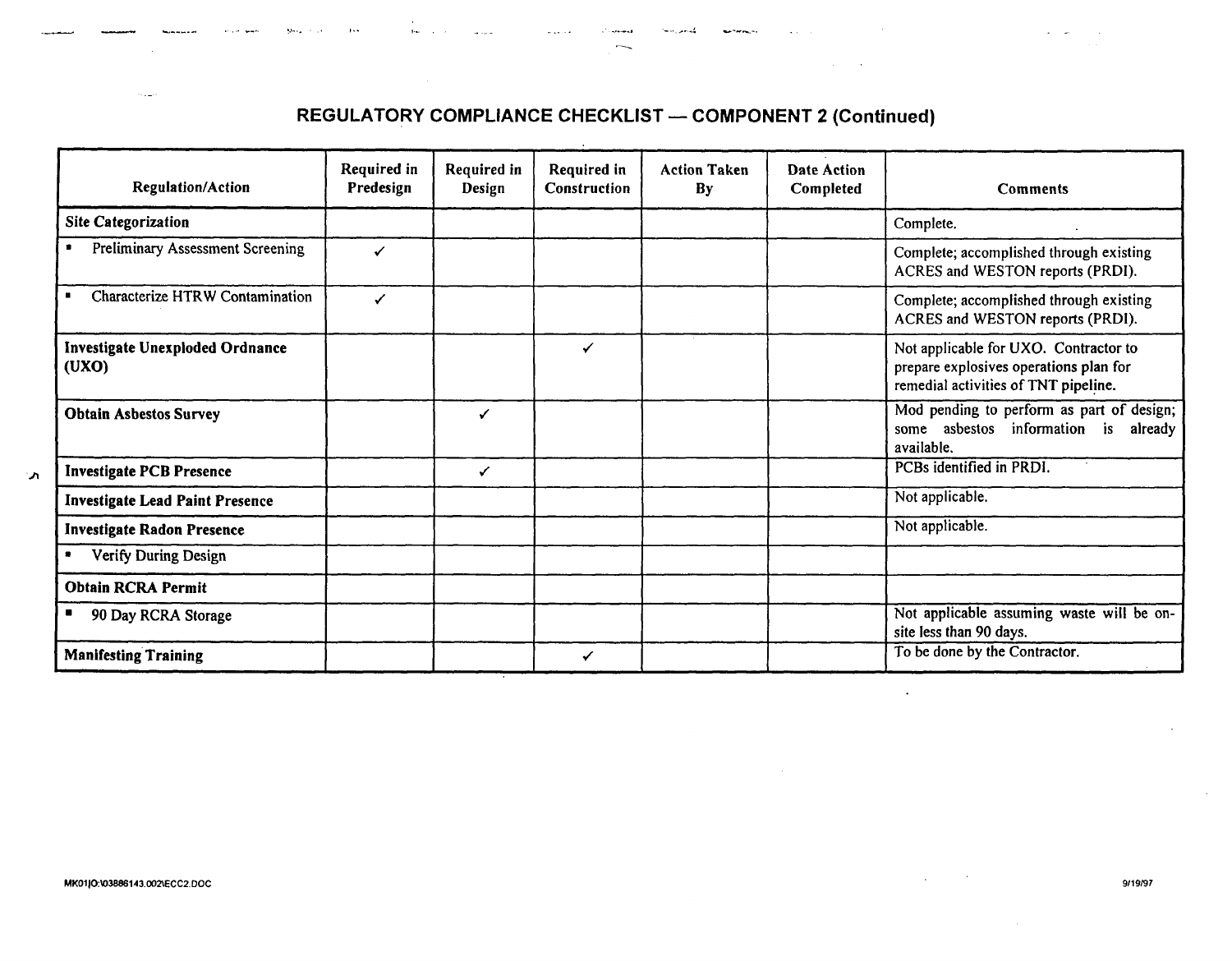## REGULATORY COMPLIANCE CHECKLIST — COMPONENT 2 (Continued)

| Regulation/Action | Required in Predesign | Required in Design | Required in Construction | Action Taken By | Date Action Completed | Comments |
|---|---|---|---|---|---|---|
| **Site Categorization** | | | | | | Complete. |
| ▪ Preliminary Assessment Screening | ✓ | | | | | Complete; accomplished through existing ACRES and WESTON reports (PRDI). |
| ▪ Characterize HTRW Contamination | ✓ | | | | | Complete; accomplished through existing ACRES and WESTON reports (PRDI). |
| **Investigate Unexploded Ordnance (UXO)** | | | ✓ | | | Not applicable for UXO. Contractor to prepare explosives operations plan for remedial activities of TNT pipeline. |
| **Obtain Asbestos Survey** | | ✓ | | | | Mod pending to perform as part of design; some asbestos information is already available. |
| **Investigate PCB Presence** | | ✓ | | | | PCBs identified in PRDI. |
| **Investigate Lead Paint Presence** | | | | | | Not applicable. |
| **Investigate Radon Presence** | | | | | | Not applicable. |
| ▪ Verify During Design | | | | | | |
| **Obtain RCRA Permit** | | | | | | |
| ▪ 90 Day RCRA Storage | | | | | | Not applicable assuming waste will be on-site less than 90 days. |
| **Manifesting Training** | | | ✓ | | | To be done by the Contractor. |

MK01|O:\03886143.002\ECC2.DOC

9/19/97